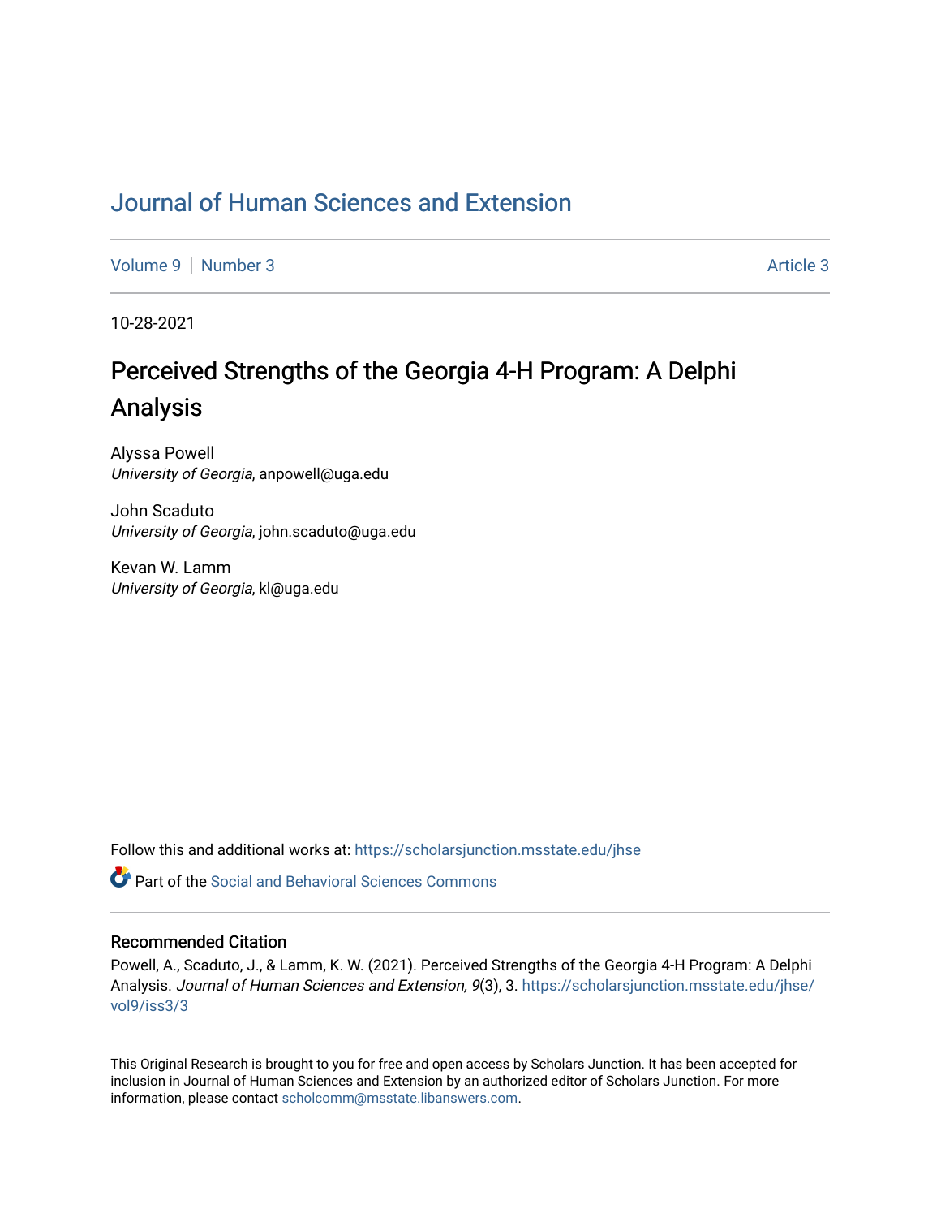# Journal of Human Sciences and Extension

Volume 9 | Number 3 Article 3

10-28-2021

## Perceived Strengths of the Georgia 4-H Program: A Delphi Analysis

Alyssa Powell
*University of Georgia*, anpowell@uga.edu

John Scaduto
*University of Georgia*, john.scaduto@uga.edu

Kevan W. Lamm
*University of Georgia*, kl@uga.edu

Follow this and additional works at: https://scholarsjunction.msstate.edu/jhse

Part of the Social and Behavioral Sciences Commons

### Recommended Citation

Powell, A., Scaduto, J., & Lamm, K. W. (2021). Perceived Strengths of the Georgia 4-H Program: A Delphi Analysis. *Journal of Human Sciences and Extension, 9*(3), 3. https://scholarsjunction.msstate.edu/jhse/vol9/iss3/3

This Original Research is brought to you for free and open access by Scholars Junction. It has been accepted for inclusion in Journal of Human Sciences and Extension by an authorized editor of Scholars Junction. For more information, please contact scholcomm@msstate.libanswers.com.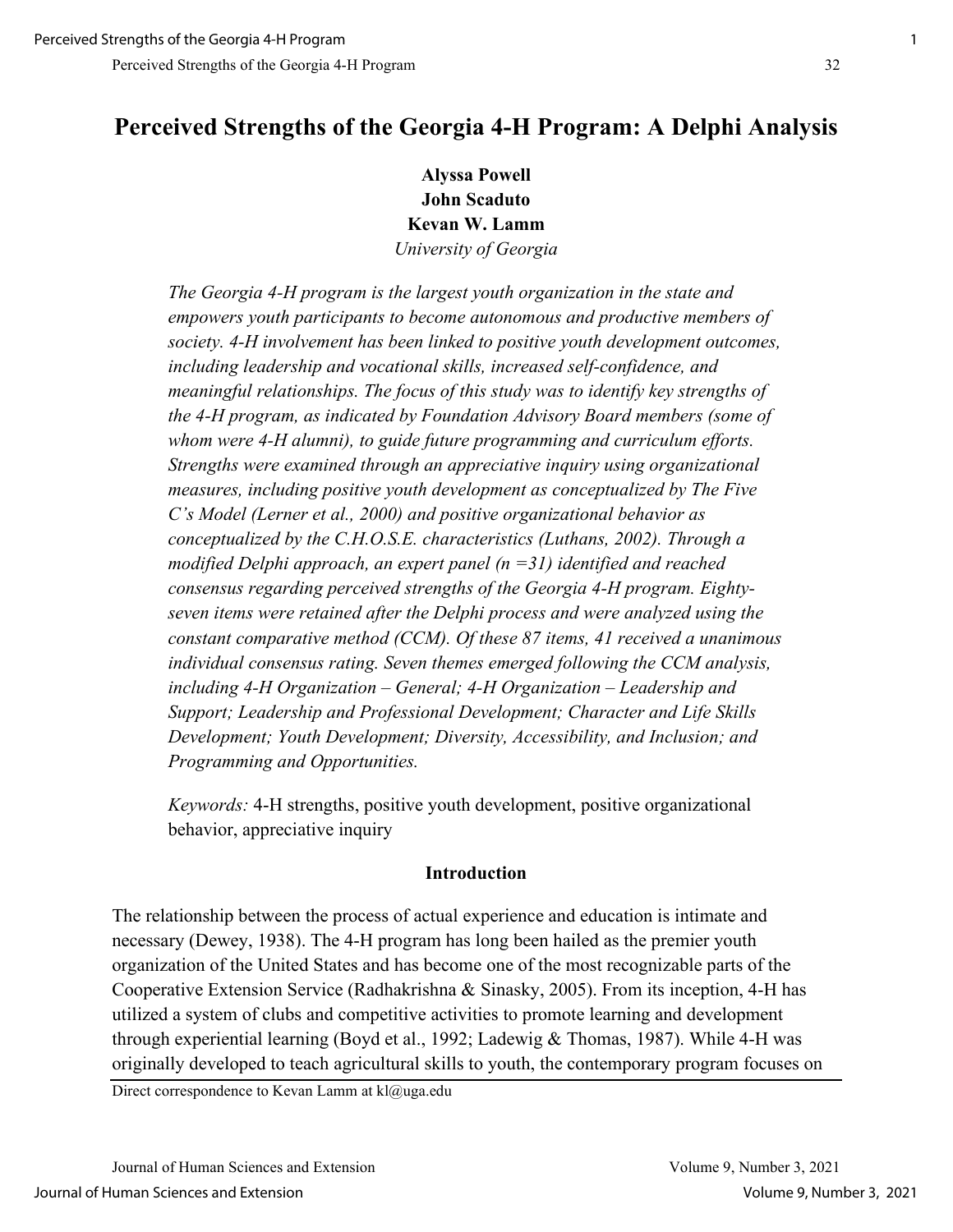# Perceived Strengths of the Georgia 4-H Program: A Delphi Analysis

**Alyssa Powell**
**John Scaduto**
**Kevan W. Lamm**
*University of Georgia*

*The Georgia 4-H program is the largest youth organization in the state and empowers youth participants to become autonomous and productive members of society. 4-H involvement has been linked to positive youth development outcomes, including leadership and vocational skills, increased self-confidence, and meaningful relationships. The focus of this study was to identify key strengths of the 4-H program, as indicated by Foundation Advisory Board members (some of whom were 4-H alumni), to guide future programming and curriculum efforts. Strengths were examined through an appreciative inquiry using organizational measures, including positive youth development as conceptualized by The Five C's Model (Lerner et al., 2000) and positive organizational behavior as conceptualized by the C.H.O.S.E. characteristics (Luthans, 2002). Through a modified Delphi approach, an expert panel (n =31) identified and reached consensus regarding perceived strengths of the Georgia 4-H program. Eighty-seven items were retained after the Delphi process and were analyzed using the constant comparative method (CCM). Of these 87 items, 41 received a unanimous individual consensus rating. Seven themes emerged following the CCM analysis, including 4-H Organization – General; 4-H Organization – Leadership and Support; Leadership and Professional Development; Character and Life Skills Development; Youth Development; Diversity, Accessibility, and Inclusion; and Programming and Opportunities.*

*Keywords:* 4-H strengths, positive youth development, positive organizational behavior, appreciative inquiry

## Introduction

The relationship between the process of actual experience and education is intimate and necessary (Dewey, 1938). The 4-H program has long been hailed as the premier youth organization of the United States and has become one of the most recognizable parts of the Cooperative Extension Service (Radhakrishna & Sinasky, 2005). From its inception, 4-H has utilized a system of clubs and competitive activities to promote learning and development through experiential learning (Boyd et al., 1992; Ladewig & Thomas, 1987). While 4-H was originally developed to teach agricultural skills to youth, the contemporary program focuses on

Direct correspondence to Kevan Lamm at kl@uga.edu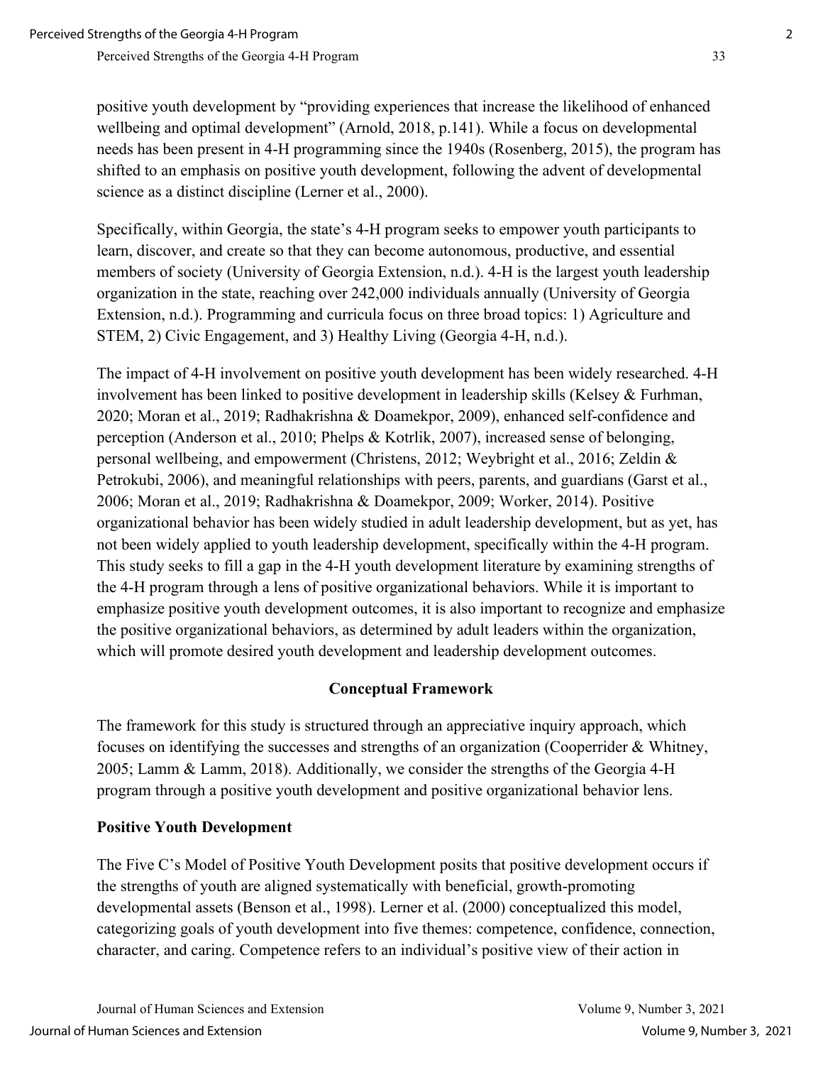positive youth development by "providing experiences that increase the likelihood of enhanced wellbeing and optimal development" (Arnold, 2018, p.141). While a focus on developmental needs has been present in 4-H programming since the 1940s (Rosenberg, 2015), the program has shifted to an emphasis on positive youth development, following the advent of developmental science as a distinct discipline (Lerner et al., 2000).

Specifically, within Georgia, the state's 4-H program seeks to empower youth participants to learn, discover, and create so that they can become autonomous, productive, and essential members of society (University of Georgia Extension, n.d.). 4-H is the largest youth leadership organization in the state, reaching over 242,000 individuals annually (University of Georgia Extension, n.d.). Programming and curricula focus on three broad topics: 1) Agriculture and STEM, 2) Civic Engagement, and 3) Healthy Living (Georgia 4-H, n.d.).

The impact of 4-H involvement on positive youth development has been widely researched. 4-H involvement has been linked to positive development in leadership skills (Kelsey & Furhman, 2020; Moran et al., 2019; Radhakrishna & Doamekpor, 2009), enhanced self-confidence and perception (Anderson et al., 2010; Phelps & Kotrlik, 2007), increased sense of belonging, personal wellbeing, and empowerment (Christens, 2012; Weybright et al., 2016; Zeldin & Petrokubi, 2006), and meaningful relationships with peers, parents, and guardians (Garst et al., 2006; Moran et al., 2019; Radhakrishna & Doamekpor, 2009; Worker, 2014). Positive organizational behavior has been widely studied in adult leadership development, but as yet, has not been widely applied to youth leadership development, specifically within the 4-H program. This study seeks to fill a gap in the 4-H youth development literature by examining strengths of the 4-H program through a lens of positive organizational behaviors. While it is important to emphasize positive youth development outcomes, it is also important to recognize and emphasize the positive organizational behaviors, as determined by adult leaders within the organization, which will promote desired youth development and leadership development outcomes.

## Conceptual Framework

The framework for this study is structured through an appreciative inquiry approach, which focuses on identifying the successes and strengths of an organization (Cooperrider & Whitney, 2005; Lamm & Lamm, 2018). Additionally, we consider the strengths of the Georgia 4-H program through a positive youth development and positive organizational behavior lens.

### Positive Youth Development

The Five C's Model of Positive Youth Development posits that positive development occurs if the strengths of youth are aligned systematically with beneficial, growth-promoting developmental assets (Benson et al., 1998). Lerner et al. (2000) conceptualized this model, categorizing goals of youth development into five themes: competence, confidence, connection, character, and caring. Competence refers to an individual's positive view of their action in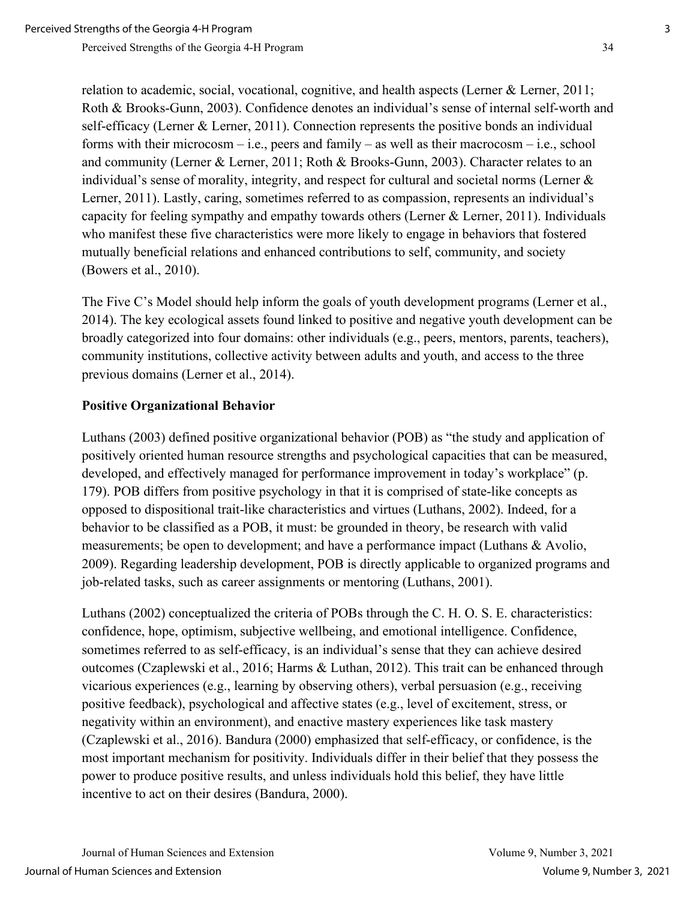relation to academic, social, vocational, cognitive, and health aspects (Lerner & Lerner, 2011; Roth & Brooks-Gunn, 2003). Confidence denotes an individual's sense of internal self-worth and self-efficacy (Lerner & Lerner, 2011). Connection represents the positive bonds an individual forms with their microcosm – i.e., peers and family – as well as their macrocosm – i.e., school and community (Lerner & Lerner, 2011; Roth & Brooks-Gunn, 2003). Character relates to an individual's sense of morality, integrity, and respect for cultural and societal norms (Lerner & Lerner, 2011). Lastly, caring, sometimes referred to as compassion, represents an individual's capacity for feeling sympathy and empathy towards others (Lerner & Lerner, 2011). Individuals who manifest these five characteristics were more likely to engage in behaviors that fostered mutually beneficial relations and enhanced contributions to self, community, and society (Bowers et al., 2010).

The Five C's Model should help inform the goals of youth development programs (Lerner et al., 2014). The key ecological assets found linked to positive and negative youth development can be broadly categorized into four domains: other individuals (e.g., peers, mentors, parents, teachers), community institutions, collective activity between adults and youth, and access to the three previous domains (Lerner et al., 2014).

**Positive Organizational Behavior**

Luthans (2003) defined positive organizational behavior (POB) as "the study and application of positively oriented human resource strengths and psychological capacities that can be measured, developed, and effectively managed for performance improvement in today's workplace" (p. 179). POB differs from positive psychology in that it is comprised of state-like concepts as opposed to dispositional trait-like characteristics and virtues (Luthans, 2002). Indeed, for a behavior to be classified as a POB, it must: be grounded in theory, be research with valid measurements; be open to development; and have a performance impact (Luthans & Avolio, 2009). Regarding leadership development, POB is directly applicable to organized programs and job-related tasks, such as career assignments or mentoring (Luthans, 2001).

Luthans (2002) conceptualized the criteria of POBs through the C. H. O. S. E. characteristics: confidence, hope, optimism, subjective wellbeing, and emotional intelligence. Confidence, sometimes referred to as self-efficacy, is an individual's sense that they can achieve desired outcomes (Czaplewski et al., 2016; Harms & Luthan, 2012). This trait can be enhanced through vicarious experiences (e.g., learning by observing others), verbal persuasion (e.g., receiving positive feedback), psychological and affective states (e.g., level of excitement, stress, or negativity within an environment), and enactive mastery experiences like task mastery (Czaplewski et al., 2016). Bandura (2000) emphasized that self-efficacy, or confidence, is the most important mechanism for positivity. Individuals differ in their belief that they possess the power to produce positive results, and unless individuals hold this belief, they have little incentive to act on their desires (Bandura, 2000).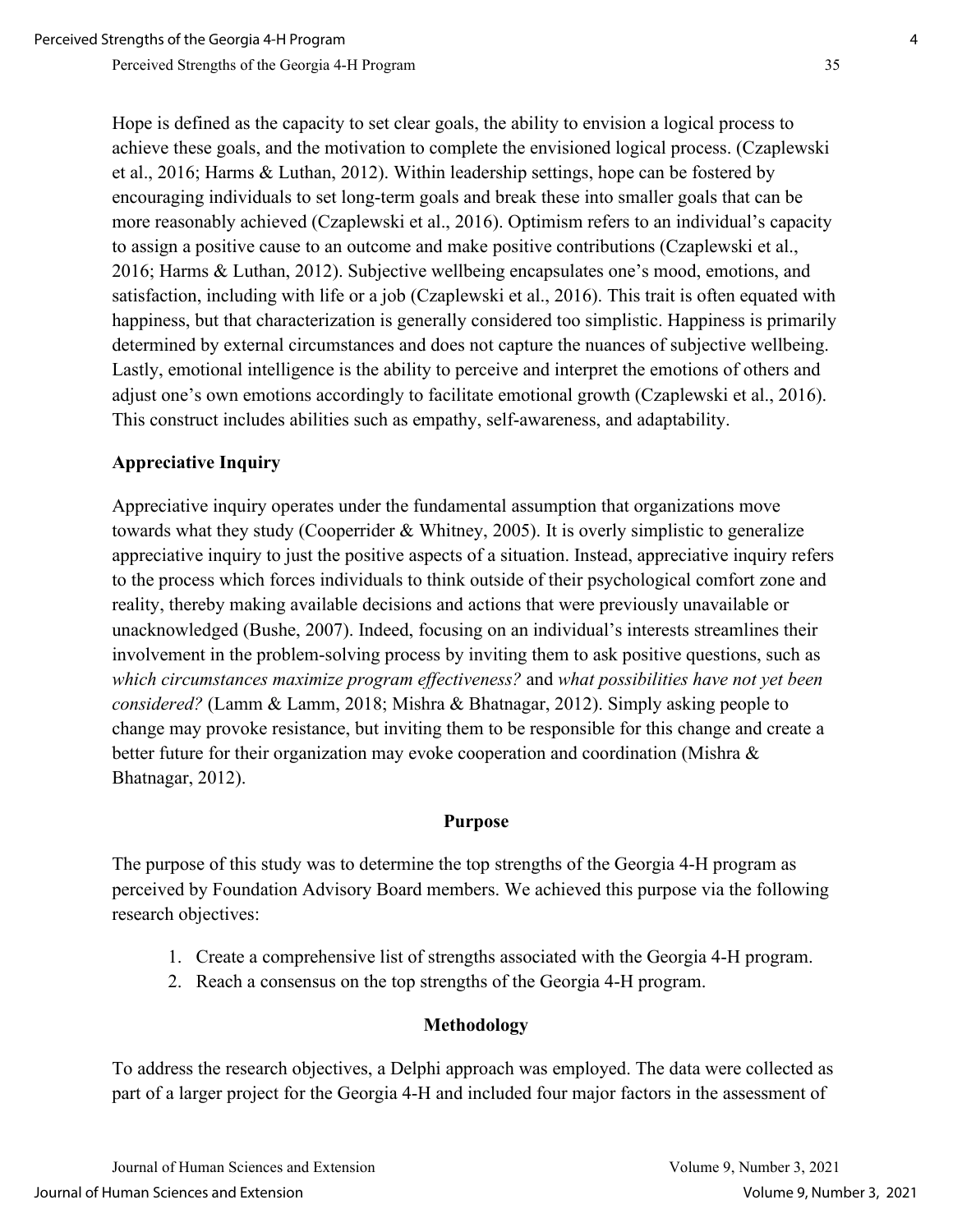Hope is defined as the capacity to set clear goals, the ability to envision a logical process to achieve these goals, and the motivation to complete the envisioned logical process. (Czaplewski et al., 2016; Harms & Luthan, 2012). Within leadership settings, hope can be fostered by encouraging individuals to set long-term goals and break these into smaller goals that can be more reasonably achieved (Czaplewski et al., 2016). Optimism refers to an individual's capacity to assign a positive cause to an outcome and make positive contributions (Czaplewski et al., 2016; Harms & Luthan, 2012). Subjective wellbeing encapsulates one's mood, emotions, and satisfaction, including with life or a job (Czaplewski et al., 2016). This trait is often equated with happiness, but that characterization is generally considered too simplistic. Happiness is primarily determined by external circumstances and does not capture the nuances of subjective wellbeing. Lastly, emotional intelligence is the ability to perceive and interpret the emotions of others and adjust one's own emotions accordingly to facilitate emotional growth (Czaplewski et al., 2016). This construct includes abilities such as empathy, self-awareness, and adaptability.

### Appreciative Inquiry

Appreciative inquiry operates under the fundamental assumption that organizations move towards what they study (Cooperrider & Whitney, 2005). It is overly simplistic to generalize appreciative inquiry to just the positive aspects of a situation. Instead, appreciative inquiry refers to the process which forces individuals to think outside of their psychological comfort zone and reality, thereby making available decisions and actions that were previously unavailable or unacknowledged (Bushe, 2007). Indeed, focusing on an individual's interests streamlines their involvement in the problem-solving process by inviting them to ask positive questions, such as *which circumstances maximize program effectiveness?* and *what possibilities have not yet been considered?* (Lamm & Lamm, 2018; Mishra & Bhatnagar, 2012). Simply asking people to change may provoke resistance, but inviting them to be responsible for this change and create a better future for their organization may evoke cooperation and coordination (Mishra & Bhatnagar, 2012).

## Purpose

The purpose of this study was to determine the top strengths of the Georgia 4-H program as perceived by Foundation Advisory Board members. We achieved this purpose via the following research objectives:

1. Create a comprehensive list of strengths associated with the Georgia 4-H program.
2. Reach a consensus on the top strengths of the Georgia 4-H program.

## Methodology

To address the research objectives, a Delphi approach was employed. The data were collected as part of a larger project for the Georgia 4-H and included four major factors in the assessment of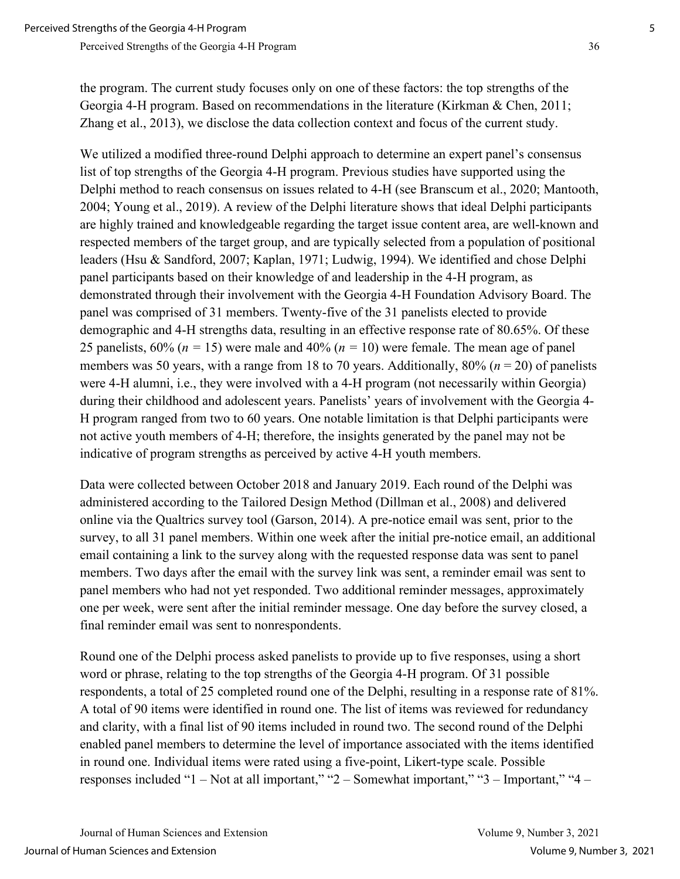the program. The current study focuses only on one of these factors: the top strengths of the Georgia 4-H program. Based on recommendations in the literature (Kirkman & Chen, 2011; Zhang et al., 2013), we disclose the data collection context and focus of the current study.

We utilized a modified three-round Delphi approach to determine an expert panel's consensus list of top strengths of the Georgia 4-H program. Previous studies have supported using the Delphi method to reach consensus on issues related to 4-H (see Branscum et al., 2020; Mantooth, 2004; Young et al., 2019). A review of the Delphi literature shows that ideal Delphi participants are highly trained and knowledgeable regarding the target issue content area, are well-known and respected members of the target group, and are typically selected from a population of positional leaders (Hsu & Sandford, 2007; Kaplan, 1971; Ludwig, 1994). We identified and chose Delphi panel participants based on their knowledge of and leadership in the 4-H program, as demonstrated through their involvement with the Georgia 4-H Foundation Advisory Board. The panel was comprised of 31 members. Twenty-five of the 31 panelists elected to provide demographic and 4-H strengths data, resulting in an effective response rate of 80.65%. Of these 25 panelists, 60% ($n$ = 15) were male and 40% ($n$ = 10) were female. The mean age of panel members was 50 years, with a range from 18 to 70 years. Additionally, 80% ($n$ = 20) of panelists were 4-H alumni, i.e., they were involved with a 4-H program (not necessarily within Georgia) during their childhood and adolescent years. Panelists' years of involvement with the Georgia 4-H program ranged from two to 60 years. One notable limitation is that Delphi participants were not active youth members of 4-H; therefore, the insights generated by the panel may not be indicative of program strengths as perceived by active 4-H youth members.

Data were collected between October 2018 and January 2019. Each round of the Delphi was administered according to the Tailored Design Method (Dillman et al., 2008) and delivered online via the Qualtrics survey tool (Garson, 2014). A pre-notice email was sent, prior to the survey, to all 31 panel members. Within one week after the initial pre-notice email, an additional email containing a link to the survey along with the requested response data was sent to panel members. Two days after the email with the survey link was sent, a reminder email was sent to panel members who had not yet responded. Two additional reminder messages, approximately one per week, were sent after the initial reminder message. One day before the survey closed, a final reminder email was sent to nonrespondents.

Round one of the Delphi process asked panelists to provide up to five responses, using a short word or phrase, relating to the top strengths of the Georgia 4-H program. Of 31 possible respondents, a total of 25 completed round one of the Delphi, resulting in a response rate of 81%. A total of 90 items were identified in round one. The list of items was reviewed for redundancy and clarity, with a final list of 90 items included in round two. The second round of the Delphi enabled panel members to determine the level of importance associated with the items identified in round one. Individual items were rated using a five-point, Likert-type scale. Possible responses included "1 – Not at all important," "2 – Somewhat important," "3 – Important," "4 –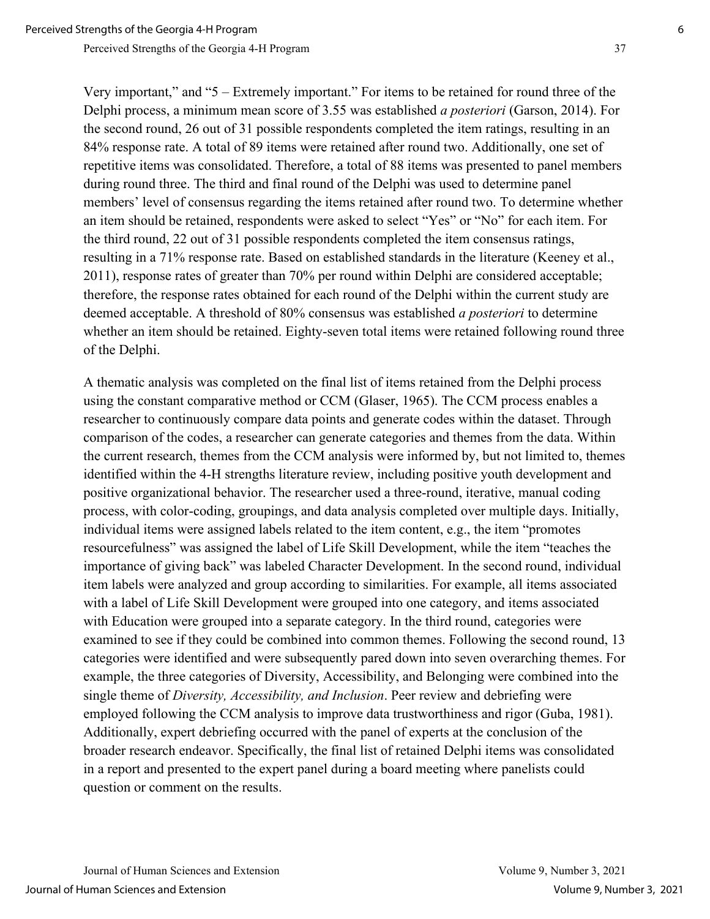Very important," and "5 – Extremely important." For items to be retained for round three of the Delphi process, a minimum mean score of 3.55 was established *a posteriori* (Garson, 2014). For the second round, 26 out of 31 possible respondents completed the item ratings, resulting in an 84% response rate. A total of 89 items were retained after round two. Additionally, one set of repetitive items was consolidated. Therefore, a total of 88 items was presented to panel members during round three. The third and final round of the Delphi was used to determine panel members' level of consensus regarding the items retained after round two. To determine whether an item should be retained, respondents were asked to select "Yes" or "No" for each item. For the third round, 22 out of 31 possible respondents completed the item consensus ratings, resulting in a 71% response rate. Based on established standards in the literature (Keeney et al., 2011), response rates of greater than 70% per round within Delphi are considered acceptable; therefore, the response rates obtained for each round of the Delphi within the current study are deemed acceptable. A threshold of 80% consensus was established *a posteriori* to determine whether an item should be retained. Eighty-seven total items were retained following round three of the Delphi.

A thematic analysis was completed on the final list of items retained from the Delphi process using the constant comparative method or CCM (Glaser, 1965). The CCM process enables a researcher to continuously compare data points and generate codes within the dataset. Through comparison of the codes, a researcher can generate categories and themes from the data. Within the current research, themes from the CCM analysis were informed by, but not limited to, themes identified within the 4-H strengths literature review, including positive youth development and positive organizational behavior. The researcher used a three-round, iterative, manual coding process, with color-coding, groupings, and data analysis completed over multiple days. Initially, individual items were assigned labels related to the item content, e.g., the item "promotes resourcefulness" was assigned the label of Life Skill Development, while the item "teaches the importance of giving back" was labeled Character Development. In the second round, individual item labels were analyzed and group according to similarities. For example, all items associated with a label of Life Skill Development were grouped into one category, and items associated with Education were grouped into a separate category. In the third round, categories were examined to see if they could be combined into common themes. Following the second round, 13 categories were identified and were subsequently pared down into seven overarching themes. For example, the three categories of Diversity, Accessibility, and Belonging were combined into the single theme of *Diversity, Accessibility, and Inclusion*. Peer review and debriefing were employed following the CCM analysis to improve data trustworthiness and rigor (Guba, 1981). Additionally, expert debriefing occurred with the panel of experts at the conclusion of the broader research endeavor. Specifically, the final list of retained Delphi items was consolidated in a report and presented to the expert panel during a board meeting where panelists could question or comment on the results.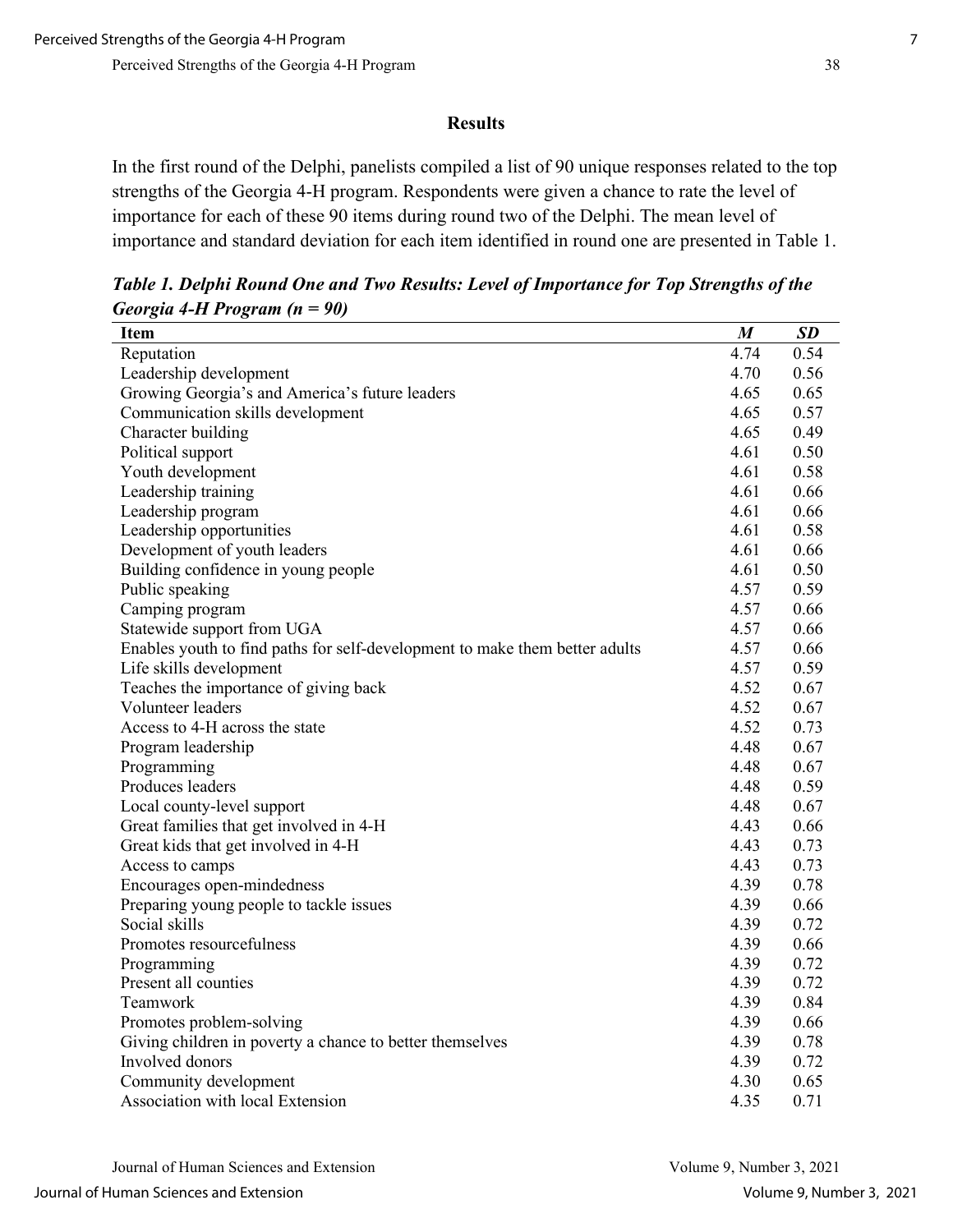## Results

In the first round of the Delphi, panelists compiled a list of 90 unique responses related to the top strengths of the Georgia 4-H program. Respondents were given a chance to rate the level of importance for each of these 90 items during round two of the Delphi. The mean level of importance and standard deviation for each item identified in round one are presented in Table 1.

***Table 1. Delphi Round One and Two Results: Level of Importance for Top Strengths of the Georgia 4-H Program (n = 90)***

| Item | *M* | *SD* |
|---|---|---|
| Reputation | 4.74 | 0.54 |
| Leadership development | 4.70 | 0.56 |
| Growing Georgia's and America's future leaders | 4.65 | 0.65 |
| Communication skills development | 4.65 | 0.57 |
| Character building | 4.65 | 0.49 |
| Political support | 4.61 | 0.50 |
| Youth development | 4.61 | 0.58 |
| Leadership training | 4.61 | 0.66 |
| Leadership program | 4.61 | 0.66 |
| Leadership opportunities | 4.61 | 0.58 |
| Development of youth leaders | 4.61 | 0.66 |
| Building confidence in young people | 4.61 | 0.50 |
| Public speaking | 4.57 | 0.59 |
| Camping program | 4.57 | 0.66 |
| Statewide support from UGA | 4.57 | 0.66 |
| Enables youth to find paths for self-development to make them better adults | 4.57 | 0.66 |
| Life skills development | 4.57 | 0.59 |
| Teaches the importance of giving back | 4.52 | 0.67 |
| Volunteer leaders | 4.52 | 0.67 |
| Access to 4-H across the state | 4.52 | 0.73 |
| Program leadership | 4.48 | 0.67 |
| Programming | 4.48 | 0.67 |
| Produces leaders | 4.48 | 0.59 |
| Local county-level support | 4.48 | 0.67 |
| Great families that get involved in 4-H | 4.43 | 0.66 |
| Great kids that get involved in 4-H | 4.43 | 0.73 |
| Access to camps | 4.43 | 0.73 |
| Encourages open-mindedness | 4.39 | 0.78 |
| Preparing young people to tackle issues | 4.39 | 0.66 |
| Social skills | 4.39 | 0.72 |
| Promotes resourcefulness | 4.39 | 0.66 |
| Programming | 4.39 | 0.72 |
| Present all counties | 4.39 | 0.72 |
| Teamwork | 4.39 | 0.84 |
| Promotes problem-solving | 4.39 | 0.66 |
| Giving children in poverty a chance to better themselves | 4.39 | 0.78 |
| Involved donors | 4.39 | 0.72 |
| Community development | 4.30 | 0.65 |
| Association with local Extension | 4.35 | 0.71 |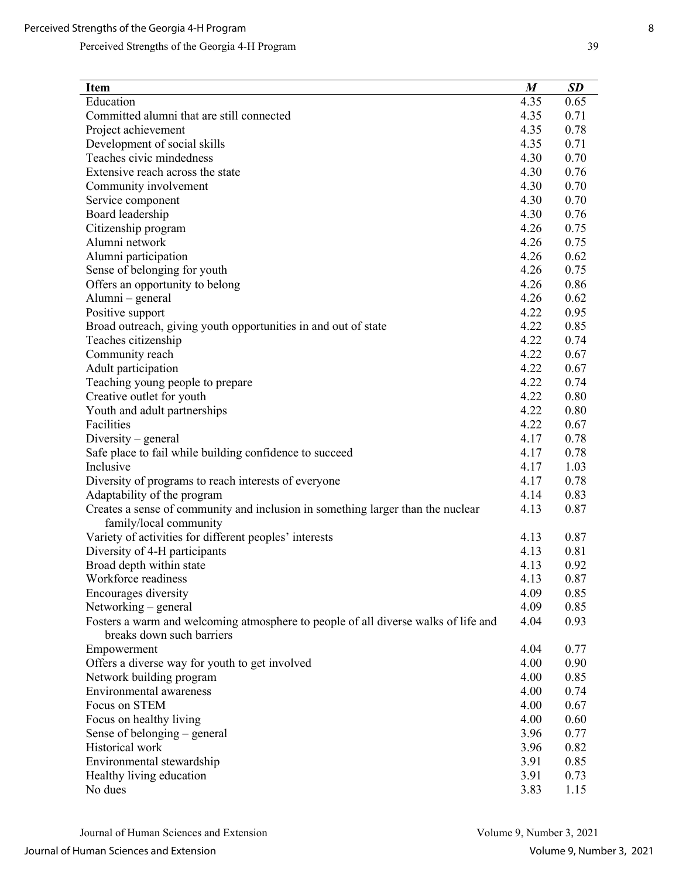| Item | *M* | *SD* |
|---|---|---|
| Education | 4.35 | 0.65 |
| Committed alumni that are still connected | 4.35 | 0.71 |
| Project achievement | 4.35 | 0.78 |
| Development of social skills | 4.35 | 0.71 |
| Teaches civic mindedness | 4.30 | 0.70 |
| Extensive reach across the state | 4.30 | 0.76 |
| Community involvement | 4.30 | 0.70 |
| Service component | 4.30 | 0.70 |
| Board leadership | 4.30 | 0.76 |
| Citizenship program | 4.26 | 0.75 |
| Alumni network | 4.26 | 0.75 |
| Alumni participation | 4.26 | 0.62 |
| Sense of belonging for youth | 4.26 | 0.75 |
| Offers an opportunity to belong | 4.26 | 0.86 |
| Alumni – general | 4.26 | 0.62 |
| Positive support | 4.22 | 0.95 |
| Broad outreach, giving youth opportunities in and out of state | 4.22 | 0.85 |
| Teaches citizenship | 4.22 | 0.74 |
| Community reach | 4.22 | 0.67 |
| Adult participation | 4.22 | 0.67 |
| Teaching young people to prepare | 4.22 | 0.74 |
| Creative outlet for youth | 4.22 | 0.80 |
| Youth and adult partnerships | 4.22 | 0.80 |
| Facilities | 4.22 | 0.67 |
| Diversity – general | 4.17 | 0.78 |
| Safe place to fail while building confidence to succeed | 4.17 | 0.78 |
| Inclusive | 4.17 | 1.03 |
| Diversity of programs to reach interests of everyone | 4.17 | 0.78 |
| Adaptability of the program | 4.14 | 0.83 |
| Creates a sense of community and inclusion in something larger than the nuclear family/local community | 4.13 | 0.87 |
| Variety of activities for different peoples' interests | 4.13 | 0.87 |
| Diversity of 4-H participants | 4.13 | 0.81 |
| Broad depth within state | 4.13 | 0.92 |
| Workforce readiness | 4.13 | 0.87 |
| Encourages diversity | 4.09 | 0.85 |
| Networking – general | 4.09 | 0.85 |
| Fosters a warm and welcoming atmosphere to people of all diverse walks of life and breaks down such barriers | 4.04 | 0.93 |
| Empowerment | 4.04 | 0.77 |
| Offers a diverse way for youth to get involved | 4.00 | 0.90 |
| Network building program | 4.00 | 0.85 |
| Environmental awareness | 4.00 | 0.74 |
| Focus on STEM | 4.00 | 0.67 |
| Focus on healthy living | 4.00 | 0.60 |
| Sense of belonging – general | 3.96 | 0.77 |
| Historical work | 3.96 | 0.82 |
| Environmental stewardship | 3.91 | 0.85 |
| Healthy living education | 3.91 | 0.73 |
| No dues | 3.83 | 1.15 |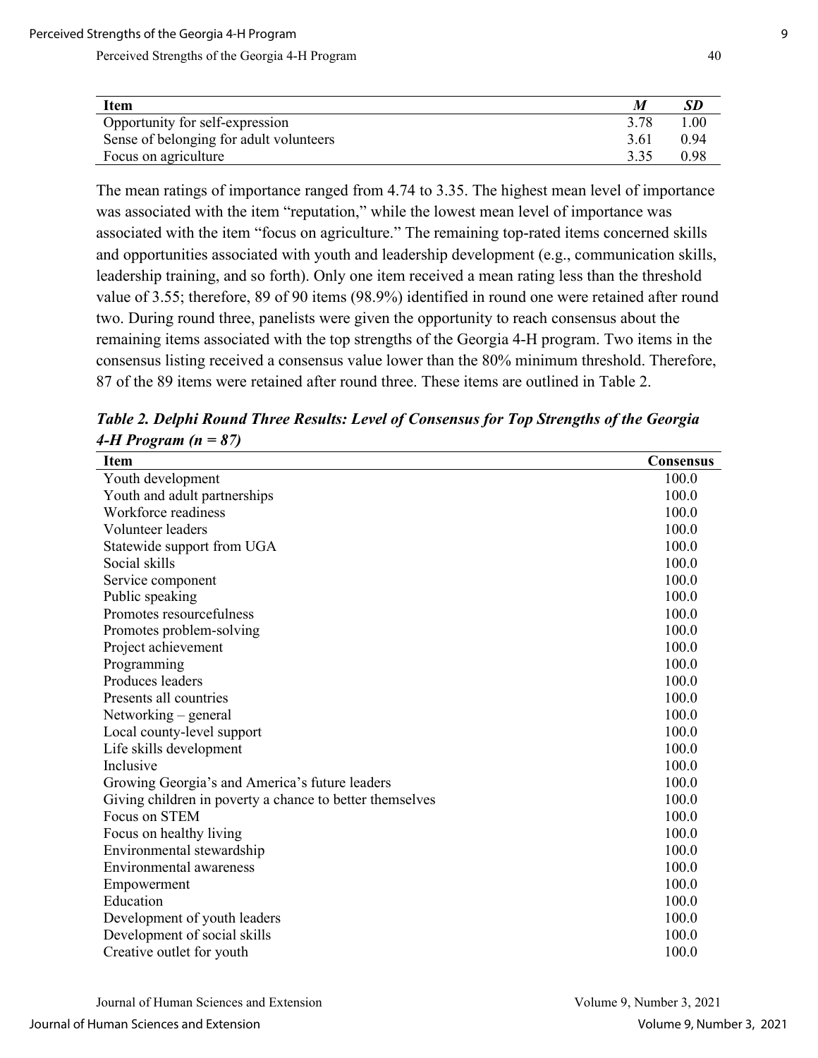| Item | *M* | *SD* |
|---|---|---|
| Opportunity for self-expression | 3.78 | 1.00 |
| Sense of belonging for adult volunteers | 3.61 | 0.94 |
| Focus on agriculture | 3.35 | 0.98 |

The mean ratings of importance ranged from 4.74 to 3.35. The highest mean level of importance was associated with the item "reputation," while the lowest mean level of importance was associated with the item "focus on agriculture." The remaining top-rated items concerned skills and opportunities associated with youth and leadership development (e.g., communication skills, leadership training, and so forth). Only one item received a mean rating less than the threshold value of 3.55; therefore, 89 of 90 items (98.9%) identified in round one were retained after round two. During round three, panelists were given the opportunity to reach consensus about the remaining items associated with the top strengths of the Georgia 4-H program. Two items in the consensus listing received a consensus value lower than the 80% minimum threshold. Therefore, 87 of the 89 items were retained after round three. These items are outlined in Table 2.

***Table 2. Delphi Round Three Results: Level of Consensus for Top Strengths of the Georgia 4-H Program (n = 87)***

| Item | Consensus |
|---|---|
| Youth development | 100.0 |
| Youth and adult partnerships | 100.0 |
| Workforce readiness | 100.0 |
| Volunteer leaders | 100.0 |
| Statewide support from UGA | 100.0 |
| Social skills | 100.0 |
| Service component | 100.0 |
| Public speaking | 100.0 |
| Promotes resourcefulness | 100.0 |
| Promotes problem-solving | 100.0 |
| Project achievement | 100.0 |
| Programming | 100.0 |
| Produces leaders | 100.0 |
| Presents all countries | 100.0 |
| Networking – general | 100.0 |
| Local county-level support | 100.0 |
| Life skills development | 100.0 |
| Inclusive | 100.0 |
| Growing Georgia's and America's future leaders | 100.0 |
| Giving children in poverty a chance to better themselves | 100.0 |
| Focus on STEM | 100.0 |
| Focus on healthy living | 100.0 |
| Environmental stewardship | 100.0 |
| Environmental awareness | 100.0 |
| Empowerment | 100.0 |
| Education | 100.0 |
| Development of youth leaders | 100.0 |
| Development of social skills | 100.0 |
| Creative outlet for youth | 100.0 |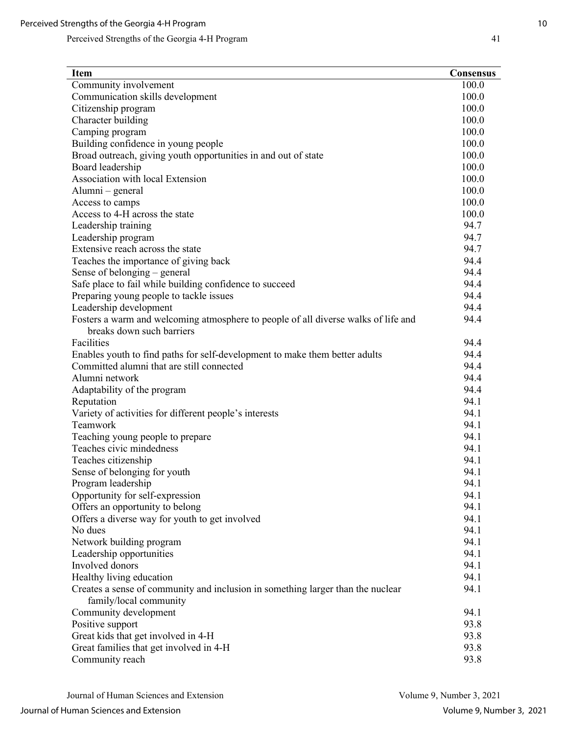| Item | Consensus |
|---|---|
| Community involvement | 100.0 |
| Communication skills development | 100.0 |
| Citizenship program | 100.0 |
| Character building | 100.0 |
| Camping program | 100.0 |
| Building confidence in young people | 100.0 |
| Broad outreach, giving youth opportunities in and out of state | 100.0 |
| Board leadership | 100.0 |
| Association with local Extension | 100.0 |
| Alumni – general | 100.0 |
| Access to camps | 100.0 |
| Access to 4-H across the state | 100.0 |
| Leadership training | 94.7 |
| Leadership program | 94.7 |
| Extensive reach across the state | 94.7 |
| Teaches the importance of giving back | 94.4 |
| Sense of belonging – general | 94.4 |
| Safe place to fail while building confidence to succeed | 94.4 |
| Preparing young people to tackle issues | 94.4 |
| Leadership development | 94.4 |
| Fosters a warm and welcoming atmosphere to people of all diverse walks of life and breaks down such barriers | 94.4 |
| Facilities | 94.4 |
| Enables youth to find paths for self-development to make them better adults | 94.4 |
| Committed alumni that are still connected | 94.4 |
| Alumni network | 94.4 |
| Adaptability of the program | 94.4 |
| Reputation | 94.1 |
| Variety of activities for different people's interests | 94.1 |
| Teamwork | 94.1 |
| Teaching young people to prepare | 94.1 |
| Teaches civic mindedness | 94.1 |
| Teaches citizenship | 94.1 |
| Sense of belonging for youth | 94.1 |
| Program leadership | 94.1 |
| Opportunity for self-expression | 94.1 |
| Offers an opportunity to belong | 94.1 |
| Offers a diverse way for youth to get involved | 94.1 |
| No dues | 94.1 |
| Network building program | 94.1 |
| Leadership opportunities | 94.1 |
| Involved donors | 94.1 |
| Healthy living education | 94.1 |
| Creates a sense of community and inclusion in something larger than the nuclear family/local community | 94.1 |
| Community development | 94.1 |
| Positive support | 93.8 |
| Great kids that get involved in 4-H | 93.8 |
| Great families that get involved in 4-H | 93.8 |
| Community reach | 93.8 |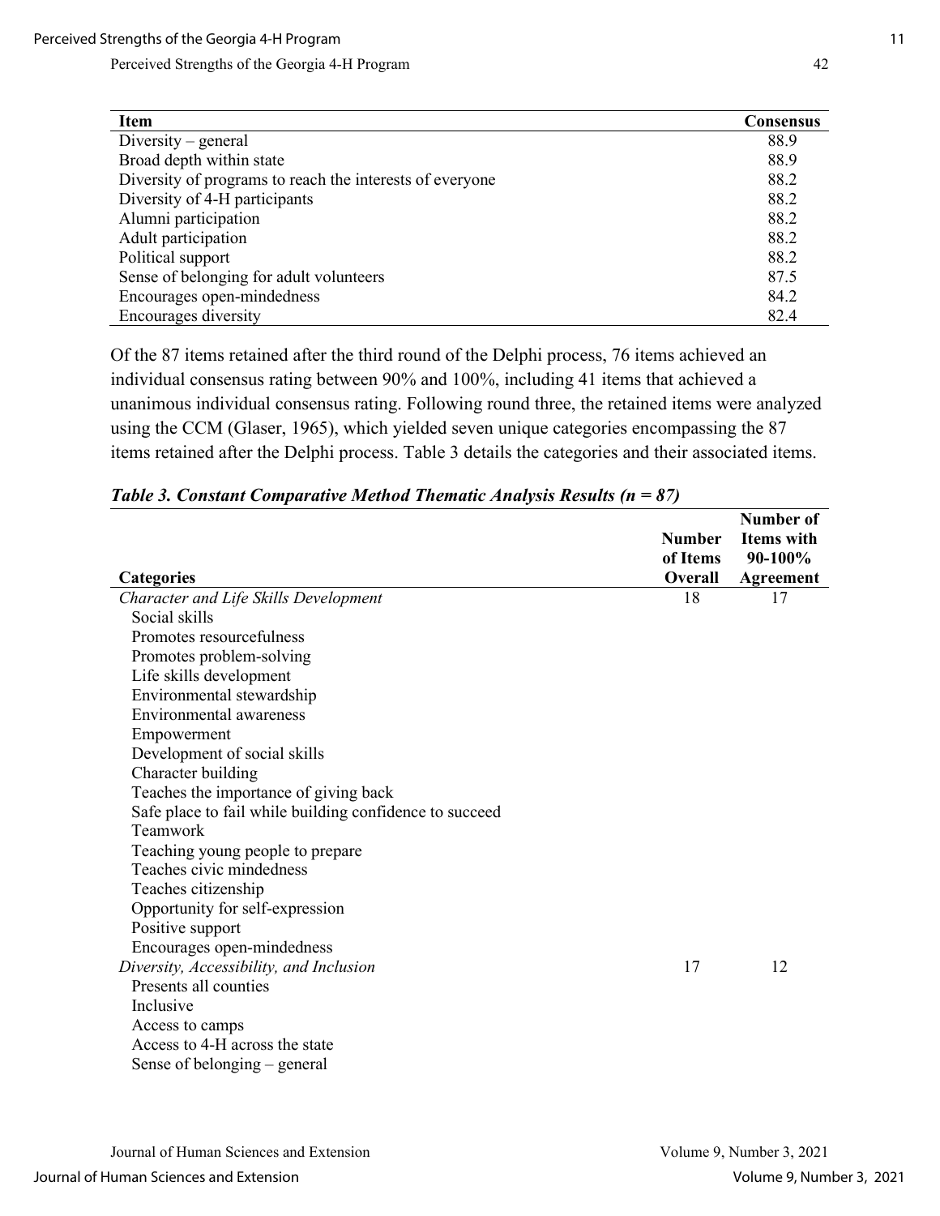| Item | Consensus |
|---|---|
| Diversity – general | 88.9 |
| Broad depth within state | 88.9 |
| Diversity of programs to reach the interests of everyone | 88.2 |
| Diversity of 4-H participants | 88.2 |
| Alumni participation | 88.2 |
| Adult participation | 88.2 |
| Political support | 88.2 |
| Sense of belonging for adult volunteers | 87.5 |
| Encourages open-mindedness | 84.2 |
| Encourages diversity | 82.4 |

Of the 87 items retained after the third round of the Delphi process, 76 items achieved an individual consensus rating between 90% and 100%, including 41 items that achieved a unanimous individual consensus rating. Following round three, the retained items were analyzed using the CCM (Glaser, 1965), which yielded seven unique categories encompassing the 87 items retained after the Delphi process. Table 3 details the categories and their associated items.

***Table 3. Constant Comparative Method Thematic Analysis Results (n = 87)***

| Categories | Number of Items Overall | Number of Items with 90-100% Agreement |
|---|---|---|
| *Character and Life Skills Development* | 18 | 17 |
| Social skills | | |
| Promotes resourcefulness | | |
| Promotes problem-solving | | |
| Life skills development | | |
| Environmental stewardship | | |
| Environmental awareness | | |
| Empowerment | | |
| Development of social skills | | |
| Character building | | |
| Teaches the importance of giving back | | |
| Safe place to fail while building confidence to succeed | | |
| Teamwork | | |
| Teaching young people to prepare | | |
| Teaches civic mindedness | | |
| Teaches citizenship | | |
| Opportunity for self-expression | | |
| Positive support | | |
| Encourages open-mindedness | | |
| *Diversity, Accessibility, and Inclusion* | 17 | 12 |
| Presents all counties | | |
| Inclusive | | |
| Access to camps | | |
| Access to 4-H across the state | | |
| Sense of belonging – general | | |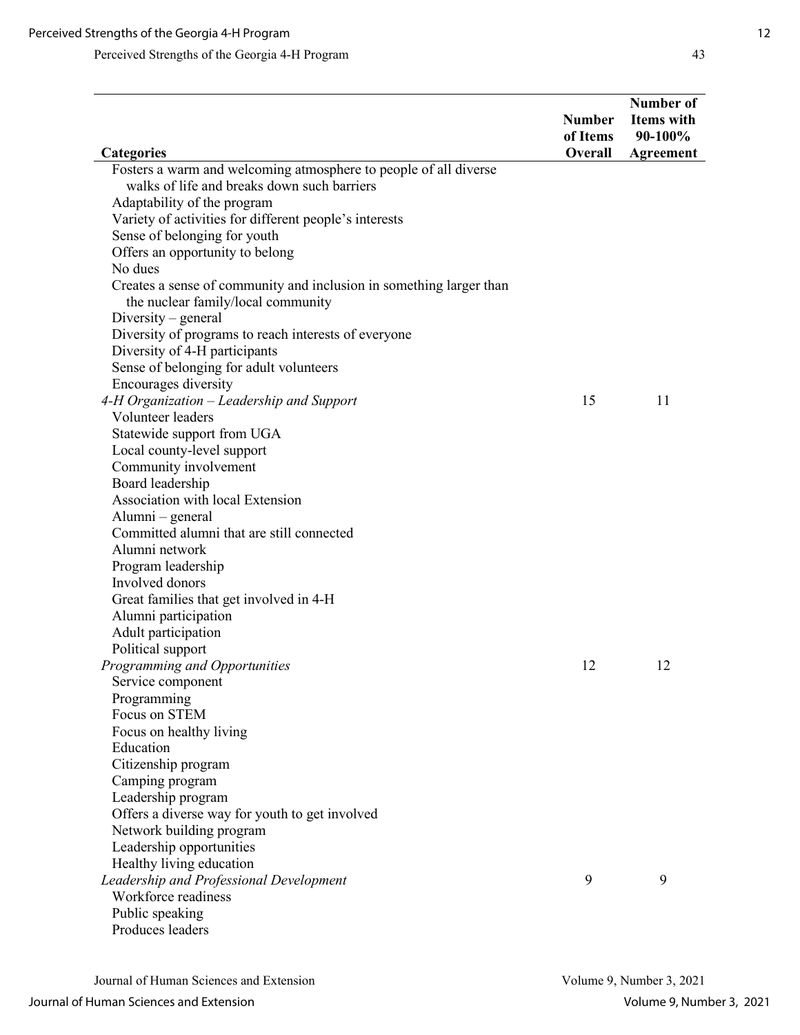| Categories | Number of Items Overall | Number of Items with 90-100% Agreement |
|---|---|---|
| Fosters a warm and welcoming atmosphere to people of all diverse walks of life and breaks down such barriers | | |
| Adaptability of the program | | |
| Variety of activities for different people's interests | | |
| Sense of belonging for youth | | |
| Offers an opportunity to belong | | |
| No dues | | |
| Creates a sense of community and inclusion in something larger than the nuclear family/local community | | |
| Diversity – general | | |
| Diversity of programs to reach interests of everyone | | |
| Diversity of 4-H participants | | |
| Sense of belonging for adult volunteers | | |
| Encourages diversity | | |
| *4-H Organization – Leadership and Support* | 15 | 11 |
| Volunteer leaders | | |
| Statewide support from UGA | | |
| Local county-level support | | |
| Community involvement | | |
| Board leadership | | |
| Association with local Extension | | |
| Alumni – general | | |
| Committed alumni that are still connected | | |
| Alumni network | | |
| Program leadership | | |
| Involved donors | | |
| Great families that get involved in 4-H | | |
| Alumni participation | | |
| Adult participation | | |
| Political support | | |
| *Programming and Opportunities* | 12 | 12 |
| Service component | | |
| Programming | | |
| Focus on STEM | | |
| Focus on healthy living | | |
| Education | | |
| Citizenship program | | |
| Camping program | | |
| Leadership program | | |
| Offers a diverse way for youth to get involved | | |
| Network building program | | |
| Leadership opportunities | | |
| Healthy living education | | |
| *Leadership and Professional Development* | 9 | 9 |
| Workforce readiness | | |
| Public speaking | | |
| Produces leaders | | |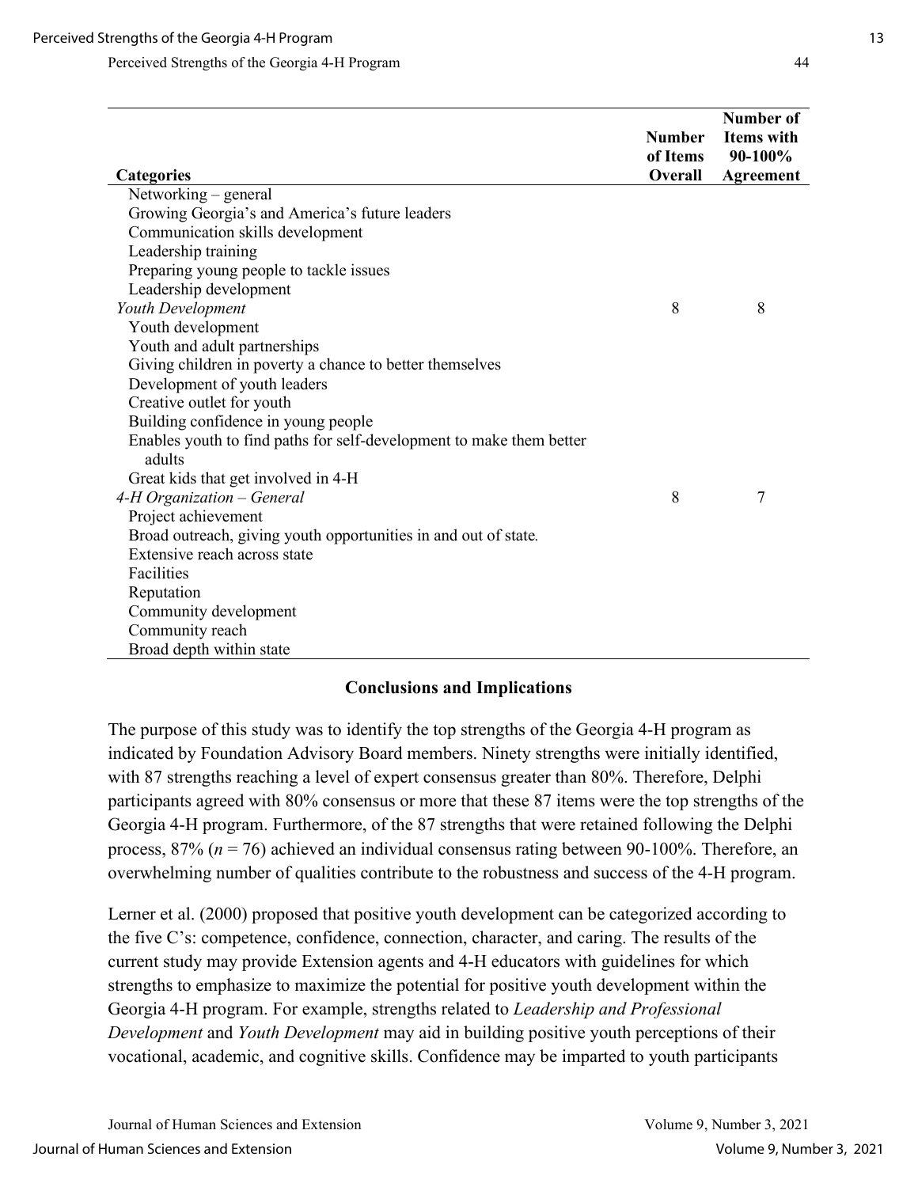| Categories | Number of Items Overall | Number of Items with 90-100% Agreement |
|---|---|---|
| Networking – general | | |
| Growing Georgia's and America's future leaders | | |
| Communication skills development | | |
| Leadership training | | |
| Preparing young people to tackle issues | | |
| Leadership development | | |
| *Youth Development* | 8 | 8 |
| Youth development | | |
| Youth and adult partnerships | | |
| Giving children in poverty a chance to better themselves | | |
| Development of youth leaders | | |
| Creative outlet for youth | | |
| Building confidence in young people | | |
| Enables youth to find paths for self-development to make them better adults | | |
| Great kids that get involved in 4-H | | |
| *4-H Organization – General* | 8 | 7 |
| Project achievement | | |
| Broad outreach, giving youth opportunities in and out of state. | | |
| Extensive reach across state | | |
| Facilities | | |
| Reputation | | |
| Community development | | |
| Community reach | | |
| Broad depth within state | | |

## Conclusions and Implications

The purpose of this study was to identify the top strengths of the Georgia 4-H program as indicated by Foundation Advisory Board members. Ninety strengths were initially identified, with 87 strengths reaching a level of expert consensus greater than 80%. Therefore, Delphi participants agreed with 80% consensus or more that these 87 items were the top strengths of the Georgia 4-H program. Furthermore, of the 87 strengths that were retained following the Delphi process, 87% ($n = 76$) achieved an individual consensus rating between 90-100%. Therefore, an overwhelming number of qualities contribute to the robustness and success of the 4-H program.

Lerner et al. (2000) proposed that positive youth development can be categorized according to the five C's: competence, confidence, connection, character, and caring. The results of the current study may provide Extension agents and 4-H educators with guidelines for which strengths to emphasize to maximize the potential for positive youth development within the Georgia 4-H program. For example, strengths related to *Leadership and Professional Development* and *Youth Development* may aid in building positive youth perceptions of their vocational, academic, and cognitive skills. Confidence may be imparted to youth participants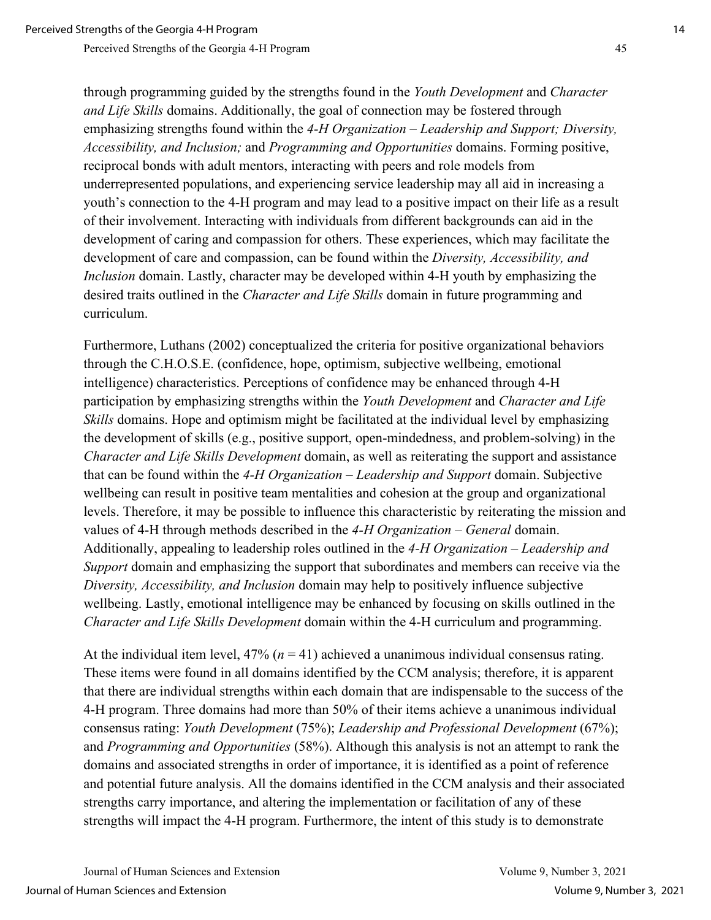through programming guided by the strengths found in the *Youth Development* and *Character and Life Skills* domains. Additionally, the goal of connection may be fostered through emphasizing strengths found within the *4-H Organization – Leadership and Support; Diversity, Accessibility, and Inclusion;* and *Programming and Opportunities* domains. Forming positive, reciprocal bonds with adult mentors, interacting with peers and role models from underrepresented populations, and experiencing service leadership may all aid in increasing a youth's connection to the 4-H program and may lead to a positive impact on their life as a result of their involvement. Interacting with individuals from different backgrounds can aid in the development of caring and compassion for others. These experiences, which may facilitate the development of care and compassion, can be found within the *Diversity, Accessibility, and Inclusion* domain. Lastly, character may be developed within 4-H youth by emphasizing the desired traits outlined in the *Character and Life Skills* domain in future programming and curriculum.

Furthermore, Luthans (2002) conceptualized the criteria for positive organizational behaviors through the C.H.O.S.E. (confidence, hope, optimism, subjective wellbeing, emotional intelligence) characteristics. Perceptions of confidence may be enhanced through 4-H participation by emphasizing strengths within the *Youth Development* and *Character and Life Skills* domains. Hope and optimism might be facilitated at the individual level by emphasizing the development of skills (e.g., positive support, open-mindedness, and problem-solving) in the *Character and Life Skills Development* domain, as well as reiterating the support and assistance that can be found within the *4-H Organization – Leadership and Support* domain. Subjective wellbeing can result in positive team mentalities and cohesion at the group and organizational levels. Therefore, it may be possible to influence this characteristic by reiterating the mission and values of 4-H through methods described in the *4-H Organization – General* domain. Additionally, appealing to leadership roles outlined in the *4-H Organization – Leadership and Support* domain and emphasizing the support that subordinates and members can receive via the *Diversity, Accessibility, and Inclusion* domain may help to positively influence subjective wellbeing. Lastly, emotional intelligence may be enhanced by focusing on skills outlined in the *Character and Life Skills Development* domain within the 4-H curriculum and programming.

At the individual item level, 47% ($n = 41$) achieved a unanimous individual consensus rating. These items were found in all domains identified by the CCM analysis; therefore, it is apparent that there are individual strengths within each domain that are indispensable to the success of the 4-H program. Three domains had more than 50% of their items achieve a unanimous individual consensus rating: *Youth Development* (75%); *Leadership and Professional Development* (67%); and *Programming and Opportunities* (58%). Although this analysis is not an attempt to rank the domains and associated strengths in order of importance, it is identified as a point of reference and potential future analysis. All the domains identified in the CCM analysis and their associated strengths carry importance, and altering the implementation or facilitation of any of these strengths will impact the 4-H program. Furthermore, the intent of this study is to demonstrate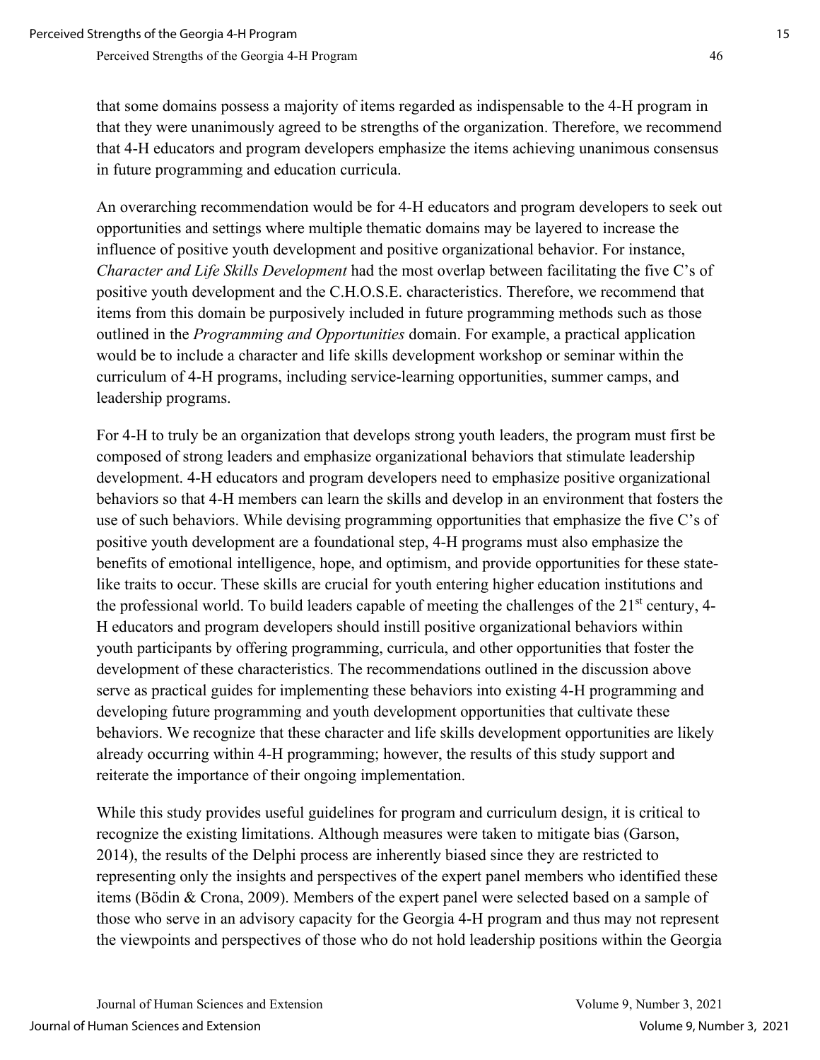that some domains possess a majority of items regarded as indispensable to the 4-H program in that they were unanimously agreed to be strengths of the organization. Therefore, we recommend that 4-H educators and program developers emphasize the items achieving unanimous consensus in future programming and education curricula.

An overarching recommendation would be for 4-H educators and program developers to seek out opportunities and settings where multiple thematic domains may be layered to increase the influence of positive youth development and positive organizational behavior. For instance, *Character and Life Skills Development* had the most overlap between facilitating the five C's of positive youth development and the C.H.O.S.E. characteristics. Therefore, we recommend that items from this domain be purposively included in future programming methods such as those outlined in the *Programming and Opportunities* domain. For example, a practical application would be to include a character and life skills development workshop or seminar within the curriculum of 4-H programs, including service-learning opportunities, summer camps, and leadership programs.

For 4-H to truly be an organization that develops strong youth leaders, the program must first be composed of strong leaders and emphasize organizational behaviors that stimulate leadership development. 4-H educators and program developers need to emphasize positive organizational behaviors so that 4-H members can learn the skills and develop in an environment that fosters the use of such behaviors. While devising programming opportunities that emphasize the five C's of positive youth development are a foundational step, 4-H programs must also emphasize the benefits of emotional intelligence, hope, and optimism, and provide opportunities for these state-like traits to occur. These skills are crucial for youth entering higher education institutions and the professional world. To build leaders capable of meeting the challenges of the 21st century, 4-H educators and program developers should instill positive organizational behaviors within youth participants by offering programming, curricula, and other opportunities that foster the development of these characteristics. The recommendations outlined in the discussion above serve as practical guides for implementing these behaviors into existing 4-H programming and developing future programming and youth development opportunities that cultivate these behaviors. We recognize that these character and life skills development opportunities are likely already occurring within 4-H programming; however, the results of this study support and reiterate the importance of their ongoing implementation.

While this study provides useful guidelines for program and curriculum design, it is critical to recognize the existing limitations. Although measures were taken to mitigate bias (Garson, 2014), the results of the Delphi process are inherently biased since they are restricted to representing only the insights and perspectives of the expert panel members who identified these items (Bödin & Crona, 2009). Members of the expert panel were selected based on a sample of those who serve in an advisory capacity for the Georgia 4-H program and thus may not represent the viewpoints and perspectives of those who do not hold leadership positions within the Georgia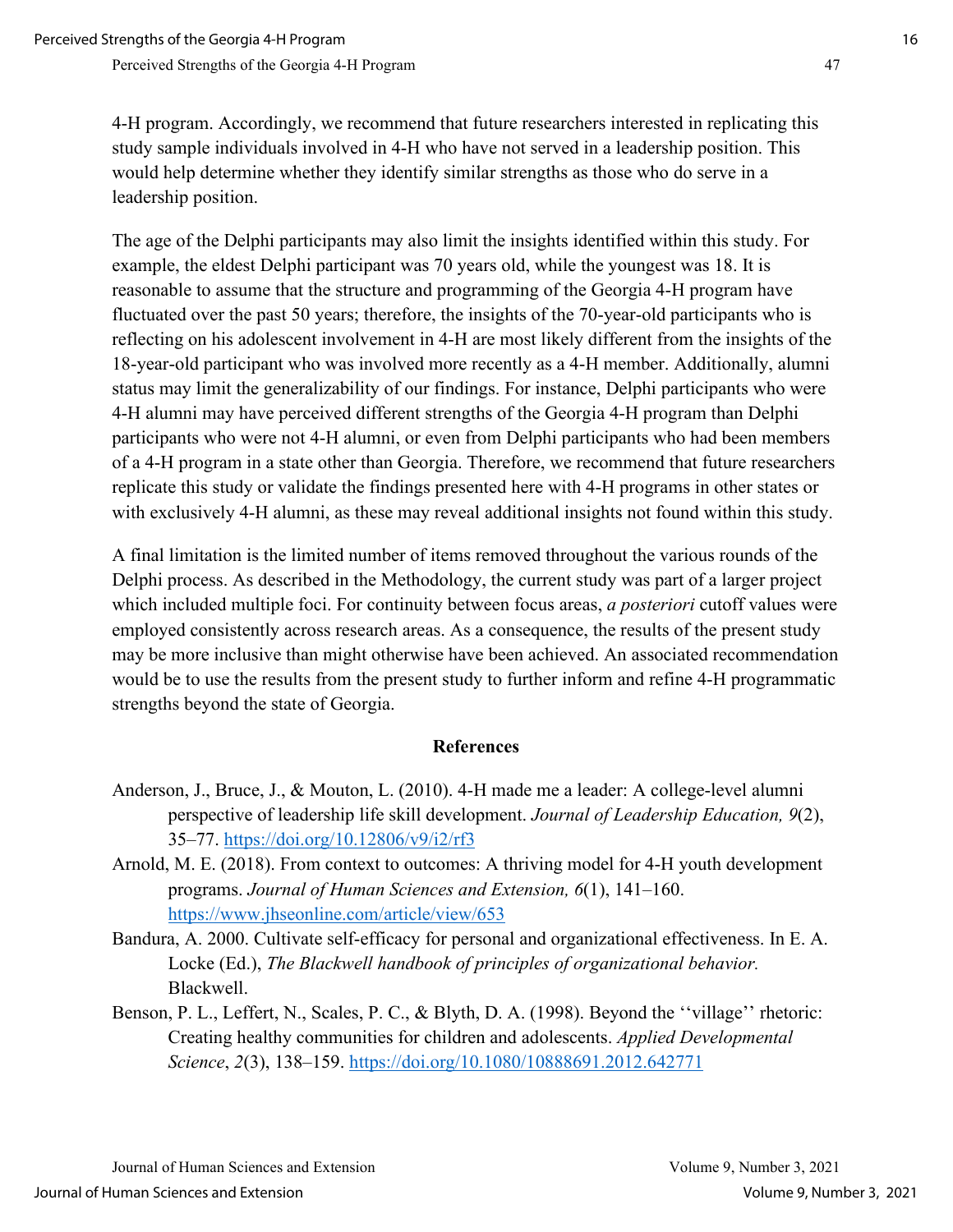4-H program. Accordingly, we recommend that future researchers interested in replicating this study sample individuals involved in 4-H who have not served in a leadership position. This would help determine whether they identify similar strengths as those who do serve in a leadership position.

The age of the Delphi participants may also limit the insights identified within this study. For example, the eldest Delphi participant was 70 years old, while the youngest was 18. It is reasonable to assume that the structure and programming of the Georgia 4-H program have fluctuated over the past 50 years; therefore, the insights of the 70-year-old participants who is reflecting on his adolescent involvement in 4-H are most likely different from the insights of the 18-year-old participant who was involved more recently as a 4-H member. Additionally, alumni status may limit the generalizability of our findings. For instance, Delphi participants who were 4-H alumni may have perceived different strengths of the Georgia 4-H program than Delphi participants who were not 4-H alumni, or even from Delphi participants who had been members of a 4-H program in a state other than Georgia. Therefore, we recommend that future researchers replicate this study or validate the findings presented here with 4-H programs in other states or with exclusively 4-H alumni, as these may reveal additional insights not found within this study.

A final limitation is the limited number of items removed throughout the various rounds of the Delphi process. As described in the Methodology, the current study was part of a larger project which included multiple foci. For continuity between focus areas, *a posteriori* cutoff values were employed consistently across research areas. As a consequence, the results of the present study may be more inclusive than might otherwise have been achieved. An associated recommendation would be to use the results from the present study to further inform and refine 4-H programmatic strengths beyond the state of Georgia.

## References

Anderson, J., Bruce, J., & Mouton, L. (2010). 4-H made me a leader: A college-level alumni perspective of leadership life skill development. *Journal of Leadership Education, 9*(2), 35–77. https://doi.org/10.12806/v9/i2/rf3

Arnold, M. E. (2018). From context to outcomes: A thriving model for 4-H youth development programs. *Journal of Human Sciences and Extension, 6*(1), 141–160. https://www.jhseonline.com/article/view/653

Bandura, A. 2000. Cultivate self-efficacy for personal and organizational effectiveness. In E. A. Locke (Ed.), *The Blackwell handbook of principles of organizational behavior.* Blackwell.

Benson, P. L., Leffert, N., Scales, P. C., & Blyth, D. A. (1998). Beyond the ''village'' rhetoric: Creating healthy communities for children and adolescents. *Applied Developmental Science*, *2*(3), 138–159. https://doi.org/10.1080/10888691.2012.642771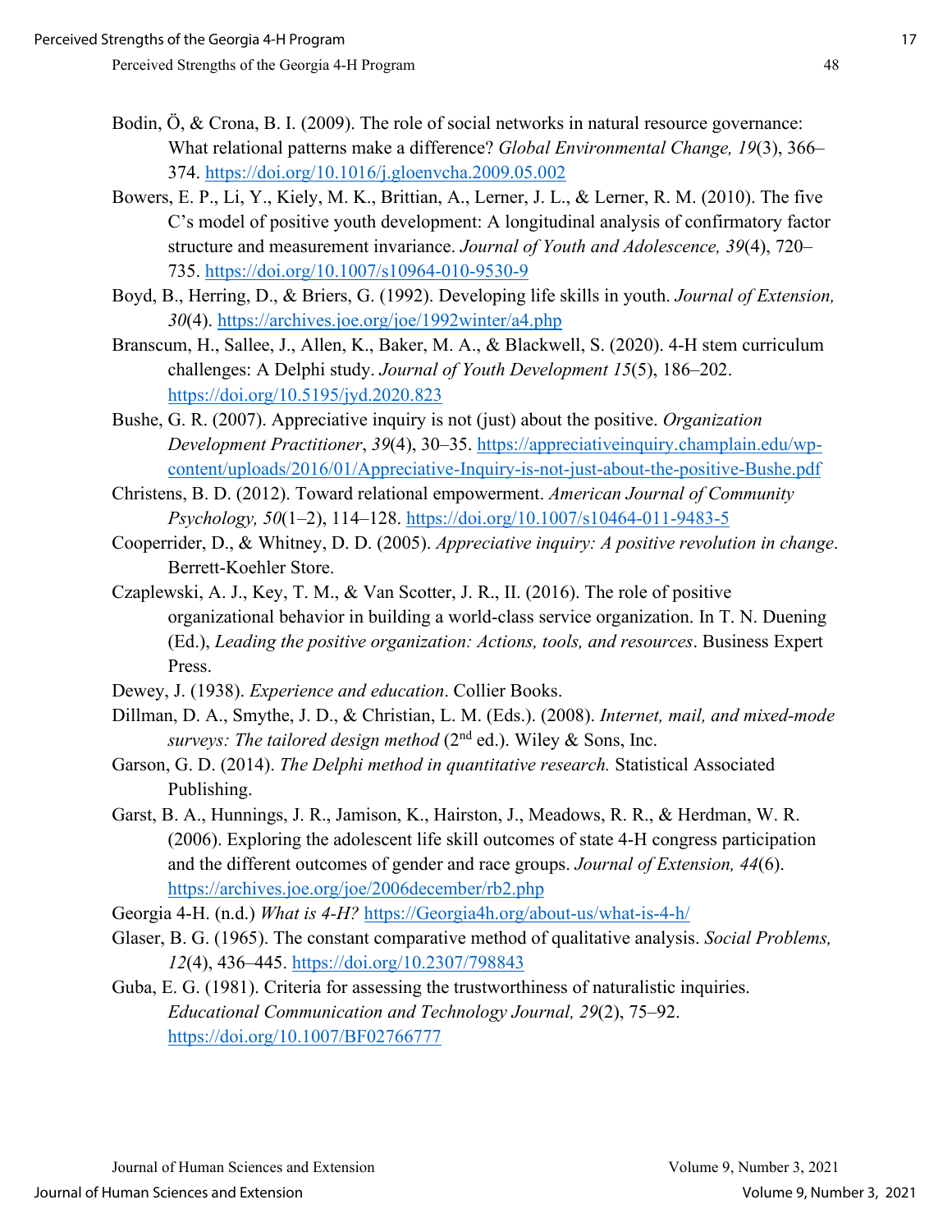Bodin, Ö, & Crona, B. I. (2009). The role of social networks in natural resource governance: What relational patterns make a difference? *Global Environmental Change, 19*(3), 366–374. https://doi.org/10.1016/j.gloenvcha.2009.05.002

Bowers, E. P., Li, Y., Kiely, M. K., Brittian, A., Lerner, J. L., & Lerner, R. M. (2010). The five C's model of positive youth development: A longitudinal analysis of confirmatory factor structure and measurement invariance. *Journal of Youth and Adolescence, 39*(4), 720–735. https://doi.org/10.1007/s10964-010-9530-9

Boyd, B., Herring, D., & Briers, G. (1992). Developing life skills in youth. *Journal of Extension, 30*(4). https://archives.joe.org/joe/1992winter/a4.php

Branscum, H., Sallee, J., Allen, K., Baker, M. A., & Blackwell, S. (2020). 4-H stem curriculum challenges: A Delphi study. *Journal of Youth Development 15*(5), 186–202. https://doi.org/10.5195/jyd.2020.823

Bushe, G. R. (2007). Appreciative inquiry is not (just) about the positive. *Organization Development Practitioner*, *39*(4), 30–35. https://appreciativeinquiry.champlain.edu/wp-content/uploads/2016/01/Appreciative-Inquiry-is-not-just-about-the-positive-Bushe.pdf

Christens, B. D. (2012). Toward relational empowerment. *American Journal of Community Psychology, 50*(1–2), 114–128. https://doi.org/10.1007/s10464-011-9483-5

Cooperrider, D., & Whitney, D. D. (2005). *Appreciative inquiry: A positive revolution in change*. Berrett-Koehler Store.

Czaplewski, A. J., Key, T. M., & Van Scotter, J. R., II. (2016). The role of positive organizational behavior in building a world-class service organization. In T. N. Duening (Ed.), *Leading the positive organization: Actions, tools, and resources*. Business Expert Press.

Dewey, J. (1938). *Experience and education*. Collier Books.

Dillman, D. A., Smythe, J. D., & Christian, L. M. (Eds.). (2008). *Internet, mail, and mixed-mode surveys: The tailored design method* (2nd ed.). Wiley & Sons, Inc.

Garson, G. D. (2014). *The Delphi method in quantitative research.* Statistical Associated Publishing.

Garst, B. A., Hunnings, J. R., Jamison, K., Hairston, J., Meadows, R. R., & Herdman, W. R. (2006). Exploring the adolescent life skill outcomes of state 4-H congress participation and the different outcomes of gender and race groups. *Journal of Extension, 44*(6). https://archives.joe.org/joe/2006december/rb2.php

Georgia 4-H. (n.d.) *What is 4-H?* https://Georgia4h.org/about-us/what-is-4-h/

Glaser, B. G. (1965). The constant comparative method of qualitative analysis. *Social Problems, 12*(4), 436–445. https://doi.org/10.2307/798843

Guba, E. G. (1981). Criteria for assessing the trustworthiness of naturalistic inquiries. *Educational Communication and Technology Journal, 29*(2), 75–92. https://doi.org/10.1007/BF02766777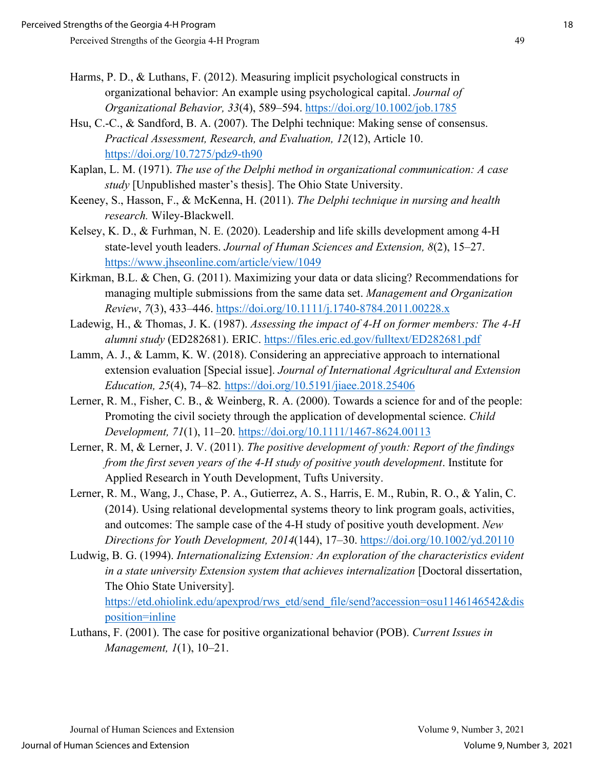Harms, P. D., & Luthans, F. (2012). Measuring implicit psychological constructs in organizational behavior: An example using psychological capital. *Journal of Organizational Behavior, 33*(4), 589–594. https://doi.org/10.1002/job.1785

Hsu, C.-C., & Sandford, B. A. (2007). The Delphi technique: Making sense of consensus. *Practical Assessment, Research, and Evaluation, 12*(12), Article 10. https://doi.org/10.7275/pdz9-th90

Kaplan, L. M. (1971). *The use of the Delphi method in organizational communication: A case study* [Unpublished master's thesis]. The Ohio State University.

Keeney, S., Hasson, F., & McKenna, H. (2011). *The Delphi technique in nursing and health research.* Wiley-Blackwell.

Kelsey, K. D., & Furhman, N. E. (2020). Leadership and life skills development among 4-H state-level youth leaders. *Journal of Human Sciences and Extension, 8*(2), 15–27. https://www.jhseonline.com/article/view/1049

Kirkman, B.L. & Chen, G. (2011). Maximizing your data or data slicing? Recommendations for managing multiple submissions from the same data set. *Management and Organization Review*, *7*(3), 433–446. https://doi.org/10.1111/j.1740-8784.2011.00228.x

Ladewig, H., & Thomas, J. K. (1987). *Assessing the impact of 4-H on former members: The 4-H alumni study* (ED282681). ERIC. https://files.eric.ed.gov/fulltext/ED282681.pdf

Lamm, A. J., & Lamm, K. W. (2018). Considering an appreciative approach to international extension evaluation [Special issue]. *Journal of International Agricultural and Extension Education, 25*(4), 74–82. https://doi.org/10.5191/jiaee.2018.25406

Lerner, R. M., Fisher, C. B., & Weinberg, R. A. (2000). Towards a science for and of the people: Promoting the civil society through the application of developmental science. *Child Development, 71*(1), 11–20. https://doi.org/10.1111/1467-8624.00113

Lerner, R. M, & Lerner, J. V. (2011). *The positive development of youth: Report of the findings from the first seven years of the 4-H study of positive youth development*. Institute for Applied Research in Youth Development, Tufts University.

Lerner, R. M., Wang, J., Chase, P. A., Gutierrez, A. S., Harris, E. M., Rubin, R. O., & Yalin, C. (2014). Using relational developmental systems theory to link program goals, activities, and outcomes: The sample case of the 4-H study of positive youth development. *New Directions for Youth Development, 2014*(144), 17–30. https://doi.org/10.1002/yd.20110

Ludwig, B. G. (1994). *Internationalizing Extension: An exploration of the characteristics evident in a state university Extension system that achieves internalization* [Doctoral dissertation, The Ohio State University]. https://etd.ohiolink.edu/apexprod/rws_etd/send_file/send?accession=osu1146146542&disposition=inline

Luthans, F. (2001). The case for positive organizational behavior (POB). *Current Issues in Management, 1*(1), 10–21.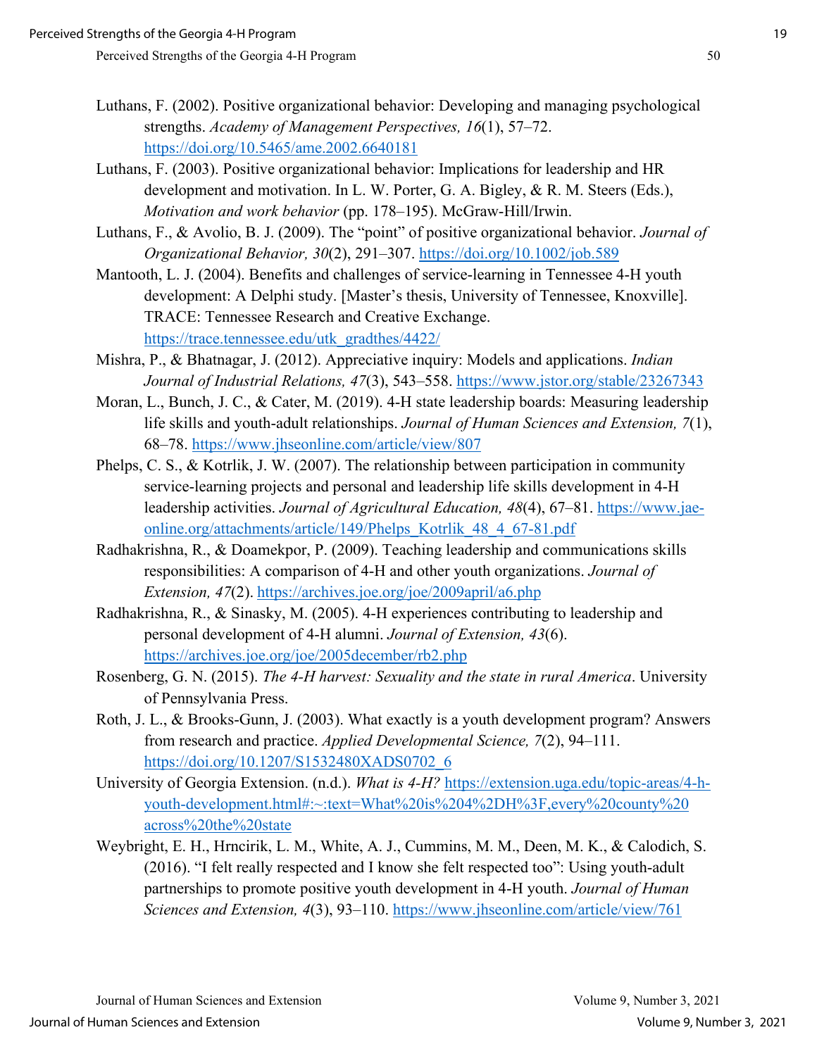Luthans, F. (2002). Positive organizational behavior: Developing and managing psychological strengths. *Academy of Management Perspectives, 16*(1), 57–72. https://doi.org/10.5465/ame.2002.6640181

Luthans, F. (2003). Positive organizational behavior: Implications for leadership and HR development and motivation. In L. W. Porter, G. A. Bigley, & R. M. Steers (Eds.), *Motivation and work behavior* (pp. 178–195). McGraw-Hill/Irwin.

Luthans, F., & Avolio, B. J. (2009). The "point" of positive organizational behavior. *Journal of Organizational Behavior, 30*(2), 291–307. https://doi.org/10.1002/job.589

Mantooth, L. J. (2004). Benefits and challenges of service-learning in Tennessee 4-H youth development: A Delphi study. [Master's thesis, University of Tennessee, Knoxville]. TRACE: Tennessee Research and Creative Exchange. https://trace.tennessee.edu/utk_gradthes/4422/

Mishra, P., & Bhatnagar, J. (2012). Appreciative inquiry: Models and applications. *Indian Journal of Industrial Relations, 47*(3), 543–558. https://www.jstor.org/stable/23267343

Moran, L., Bunch, J. C., & Cater, M. (2019). 4-H state leadership boards: Measuring leadership life skills and youth-adult relationships. *Journal of Human Sciences and Extension, 7*(1), 68–78. https://www.jhseonline.com/article/view/807

Phelps, C. S., & Kotrlik, J. W. (2007). The relationship between participation in community service-learning projects and personal and leadership life skills development in 4-H leadership activities. *Journal of Agricultural Education, 48*(4), 67–81. https://www.jae-online.org/attachments/article/149/Phelps_Kotrlik_48_4_67-81.pdf

Radhakrishna, R., & Doamekpor, P. (2009). Teaching leadership and communications skills responsibilities: A comparison of 4-H and other youth organizations. *Journal of Extension, 47*(2). https://archives.joe.org/joe/2009april/a6.php

Radhakrishna, R., & Sinasky, M. (2005). 4-H experiences contributing to leadership and personal development of 4-H alumni. *Journal of Extension, 43*(6). https://archives.joe.org/joe/2005december/rb2.php

Rosenberg, G. N. (2015). *The 4-H harvest: Sexuality and the state in rural America*. University of Pennsylvania Press.

Roth, J. L., & Brooks-Gunn, J. (2003). What exactly is a youth development program? Answers from research and practice. *Applied Developmental Science, 7*(2), 94–111. https://doi.org/10.1207/S1532480XADS0702_6

University of Georgia Extension. (n.d.). *What is 4-H?* https://extension.uga.edu/topic-areas/4-h-youth-development.html#:~:text=What%20is%204%2DH%3F,every%20county%20across%20the%20state

Weybright, E. H., Hrncirik, L. M., White, A. J., Cummins, M. M., Deen, M. K., & Calodich, S. (2016). "I felt really respected and I know she felt respected too": Using youth-adult partnerships to promote positive youth development in 4-H youth. *Journal of Human Sciences and Extension, 4*(3), 93–110. https://www.jhseonline.com/article/view/761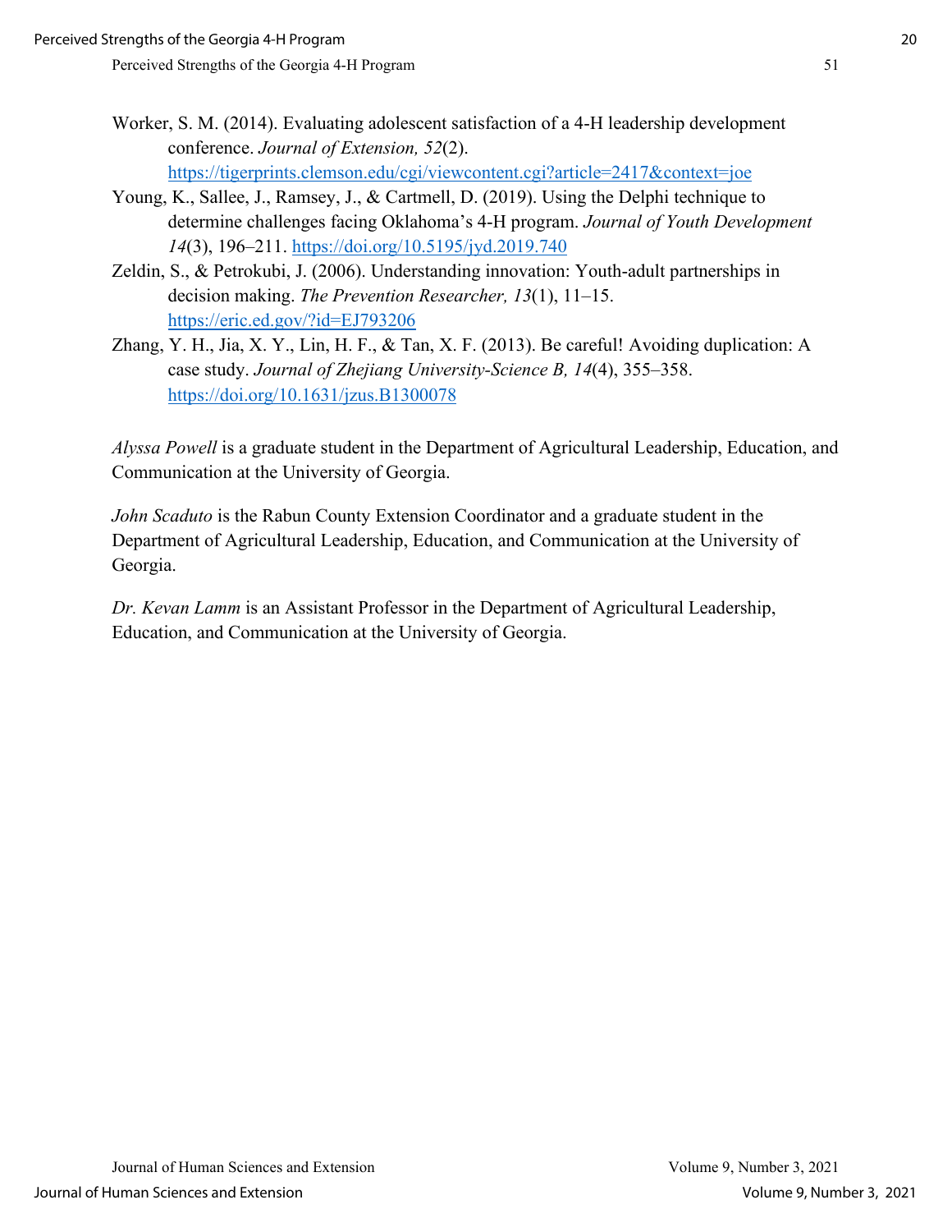Worker, S. M. (2014). Evaluating adolescent satisfaction of a 4-H leadership development conference. *Journal of Extension, 52*(2). https://tigerprints.clemson.edu/cgi/viewcontent.cgi?article=2417&context=joe

Young, K., Sallee, J., Ramsey, J., & Cartmell, D. (2019). Using the Delphi technique to determine challenges facing Oklahoma's 4-H program. *Journal of Youth Development 14*(3), 196–211. https://doi.org/10.5195/jyd.2019.740

Zeldin, S., & Petrokubi, J. (2006). Understanding innovation: Youth-adult partnerships in decision making. *The Prevention Researcher, 13*(1), 11–15. https://eric.ed.gov/?id=EJ793206

Zhang, Y. H., Jia, X. Y., Lin, H. F., & Tan, X. F. (2013). Be careful! Avoiding duplication: A case study. *Journal of Zhejiang University-Science B, 14*(4), 355–358. https://doi.org/10.1631/jzus.B1300078

*Alyssa Powell* is a graduate student in the Department of Agricultural Leadership, Education, and Communication at the University of Georgia.

*John Scaduto* is the Rabun County Extension Coordinator and a graduate student in the Department of Agricultural Leadership, Education, and Communication at the University of Georgia.

*Dr. Kevan Lamm* is an Assistant Professor in the Department of Agricultural Leadership, Education, and Communication at the University of Georgia.